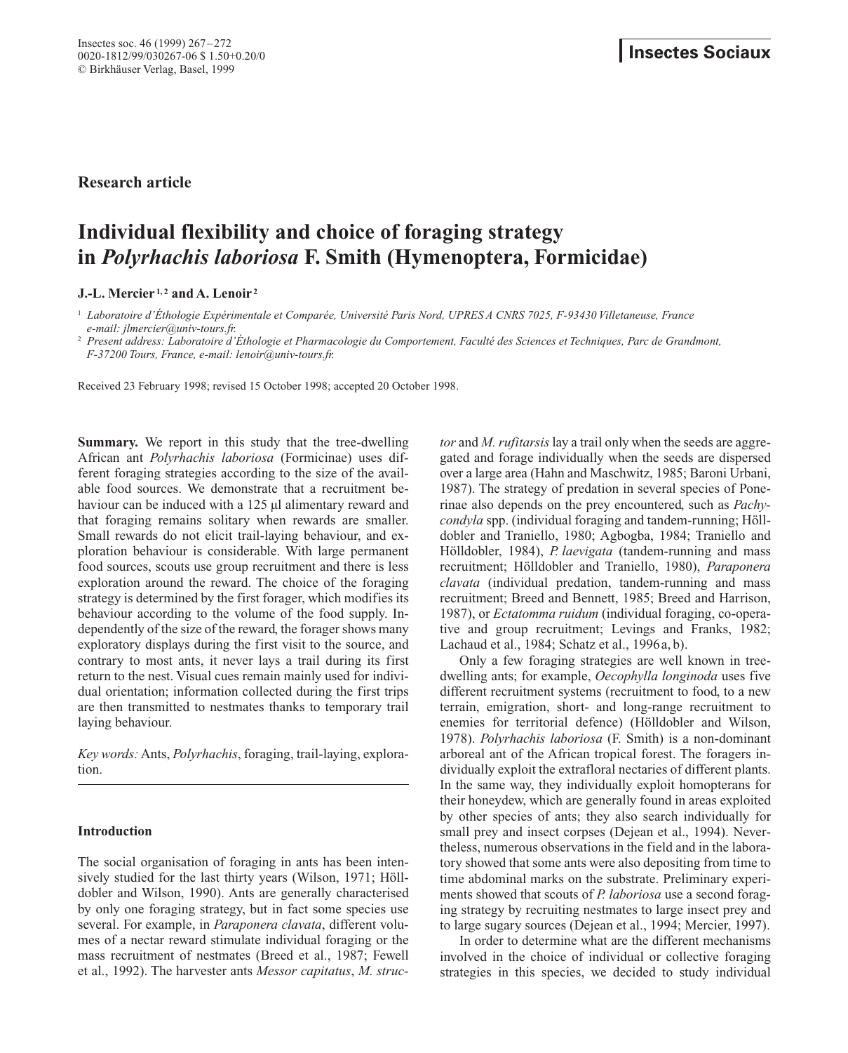**Research article**

# Individual flexibility and choice of foraging strategy in *Polyrhachis laboriosa* F. Smith (Hymenoptera, Formicidae)

**J.-L. Mercier** [1,2] **and A. Lenoir** [2]

[1] *Laboratoire d'Éthologie Expérimentale et Comparée, Université Paris Nord, UPRES A CNRS 7025, F-93430 Villetaneuse, France e-mail: jlmercier@univ-tours.fr.*

[2] *Present address: Laboratoire d'Éthologie et Pharmacologie du Comportement, Faculté des Sciences et Techniques, Parc de Grandmont, F-37200 Tours, France, e-mail: lenoir@univ-tours.fr.*

Received 23 February 1998; revised 15 October 1998; accepted 20 October 1998.

**Summary.** We report in this study that the tree-dwelling African ant *Polyrhachis laboriosa* (Formicinae) uses different foraging strategies according to the size of the available food sources. We demonstrate that a recruitment behaviour can be induced with a 125 µl alimentary reward and that foraging remains solitary when rewards are smaller. Small rewards do not elicit trail-laying behaviour, and exploration behaviour is considerable. With large permanent food sources, scouts use group recruitment and there is less exploration around the reward. The choice of the foraging strategy is determined by the first forager, which modifies its behaviour according to the volume of the food supply. Independently of the size of the reward, the forager shows many exploratory displays during the first visit to the source, and contrary to most ants, it never lays a trail during its first return to the nest. Visual cues remain mainly used for individual orientation; information collected during the first trips are then transmitted to nestmates thanks to temporary trail laying behaviour.

*Key words:* Ants, *Polyrhachis*, foraging, trail-laying, exploration.

## Introduction

The social organisation of foraging in ants has been intensively studied for the last thirty years (Wilson, 1971; Hölldobler and Wilson, 1990). Ants are generally characterised by only one foraging strategy, but in fact some species use several. For example, in *Paraponera clavata*, different volumes of a nectar reward stimulate individual foraging or the mass recruitment of nestmates (Breed et al., 1987; Fewell et al., 1992). The harvester ants *Messor capitatus*, *M. structor* and *M. rufitarsis* lay a trail only when the seeds are aggregated and forage individually when the seeds are dispersed over a large area (Hahn and Maschwitz, 1985; Baroni Urbani, 1987). The strategy of predation in several species of Ponerinae also depends on the prey encountered, such as *Pachycondyla* spp. (individual foraging and tandem-running; Hölldobler and Traniello, 1980; Agbogba, 1984; Traniello and Hölldobler, 1984), *P. laevigata* (tandem-running and mass recruitment; Hölldobler and Traniello, 1980), *Paraponera clavata* (individual predation, tandem-running and mass recruitment; Breed and Bennett, 1985; Breed and Harrison, 1987), or *Ectatomma ruidum* (individual foraging, co-operative and group recruitment; Levings and Franks, 1982; Lachaud et al., 1984; Schatz et al., 1996a, b).

Only a few foraging strategies are well known in tree-dwelling ants; for example, *Oecophylla longinoda* uses five different recruitment systems (recruitment to food, to a new terrain, emigration, short- and long-range recruitment to enemies for territorial defence) (Hölldobler and Wilson, 1978). *Polyrhachis laboriosa* (F. Smith) is a non-dominant arboreal ant of the African tropical forest. The foragers individually exploit the extrafloral nectaries of different plants. In the same way, they individually exploit homopterans for their honeydew, which are generally found in areas exploited by other species of ants; they also search individually for small prey and insect corpses (Dejean et al., 1994). Nevertheless, numerous observations in the field and in the laboratory showed that some ants were also depositing from time to time abdominal marks on the substrate. Preliminary experiments showed that scouts of *P. laboriosa* use a second foraging strategy by recruiting nestmates to large insect prey and to large sugary sources (Dejean et al., 1994; Mercier, 1997).

In order to determine what are the different mechanisms involved in the choice of individual or collective foraging strategies in this species, we decided to study individual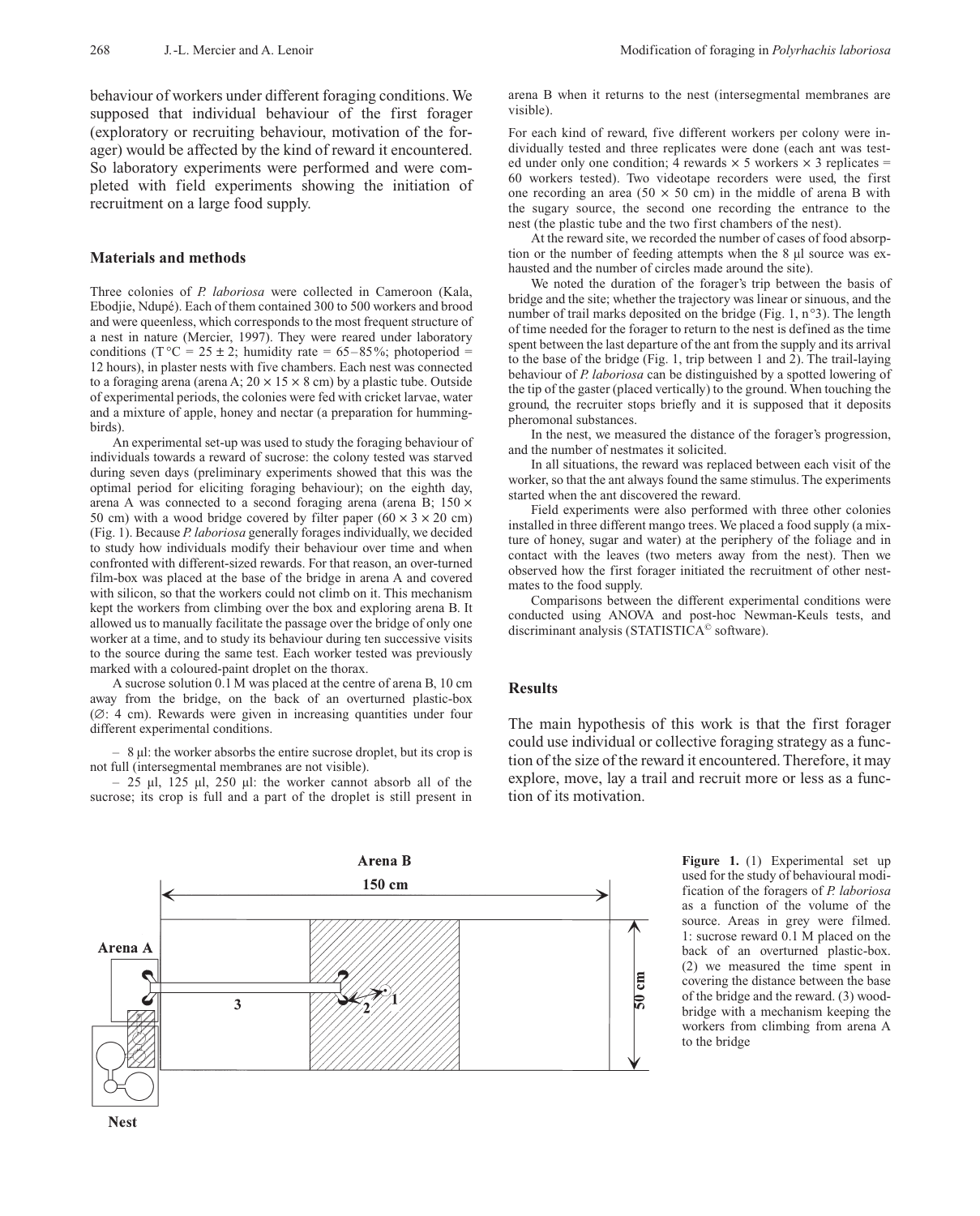behaviour of workers under different foraging conditions. We supposed that individual behaviour of the first forager (exploratory or recruiting behaviour, motivation of the forager) would be affected by the kind of reward it encountered. So laboratory experiments were performed and were completed with field experiments showing the initiation of recruitment on a large food supply.

## Materials and methods

Three colonies of *P. laboriosa* were collected in Cameroon (Kala, Ebodjie, Ndupé). Each of them contained 300 to 500 workers and brood and were queenless, which corresponds to the most frequent structure of a nest in nature (Mercier, 1997). They were reared under laboratory conditions (T °C = 25 ± 2; humidity rate = 65–85%; photoperiod = 12 hours), in plaster nests with five chambers. Each nest was connected to a foraging arena (arena A; 20 × 15 × 8 cm) by a plastic tube. Outside of experimental periods, the colonies were fed with cricket larvae, water and a mixture of apple, honey and nectar (a preparation for hummingbirds).

An experimental set-up was used to study the foraging behaviour of individuals towards a reward of sucrose: the colony tested was starved during seven days (preliminary experiments showed that this was the optimal period for eliciting foraging behaviour); on the eighth day, arena A was connected to a second foraging arena (arena B; 150 × 50 cm) with a wood bridge covered by filter paper (60 × 3 × 20 cm) (Fig. 1). Because *P. laboriosa* generally forages individually, we decided to study how individuals modify their behaviour over time and when confronted with different-sized rewards. For that reason, an over-turned film-box was placed at the base of the bridge in arena A and covered with silicon, so that the workers could not climb on it. This mechanism kept the workers from climbing over the box and exploring arena B. It allowed us to manually facilitate the passage over the bridge of only one worker at a time, and to study its behaviour during ten successive visits to the source during the same test. Each worker tested was previously marked with a coloured-paint droplet on the thorax.

A sucrose solution 0.1 M was placed at the centre of arena B, 10 cm away from the bridge, on the back of an overturned plastic-box (∅: 4 cm). Rewards were given in increasing quantities under four different experimental conditions.

– 8 µl: the worker absorbs the entire sucrose droplet, but its crop is not full (intersegmental membranes are not visible).

– 25 µl, 125 µl, 250 µl: the worker cannot absorb all of the sucrose; its crop is full and a part of the droplet is still present in arena B when it returns to the nest (intersegmental membranes are visible).

For each kind of reward, five different workers per colony were individually tested and three replicates were done (each ant was tested under only one condition; 4 rewards × 5 workers × 3 replicates = 60 workers tested). Two videotape recorders were used, the first one recording an area (50 × 50 cm) in the middle of arena B with the sugary source, the second one recording the entrance to the nest (the plastic tube and the two first chambers of the nest).

At the reward site, we recorded the number of cases of food absorption or the number of feeding attempts when the 8 µl source was exhausted and the number of circles made around the site).

We noted the duration of the forager's trip between the basis of bridge and the site; whether the trajectory was linear or sinuous, and the number of trail marks deposited on the bridge (Fig. 1, n°3). The length of time needed for the forager to return to the nest is defined as the time spent between the last departure of the ant from the supply and its arrival to the base of the bridge (Fig. 1, trip between 1 and 2). The trail-laying behaviour of *P. laboriosa* can be distinguished by a spotted lowering of the tip of the gaster (placed vertically) to the ground. When touching the ground, the recruiter stops briefly and it is supposed that it deposits pheromonal substances.

In the nest, we measured the distance of the forager's progression, and the number of nestmates it solicited.

In all situations, the reward was replaced between each visit of the worker, so that the ant always found the same stimulus. The experiments started when the ant discovered the reward.

Field experiments were also performed with three other colonies installed in three different mango trees. We placed a food supply (a mixture of honey, sugar and water) at the periphery of the foliage and in contact with the leaves (two meters away from the nest). Then we observed how the first forager initiated the recruitment of other nestmates to the food supply.

Comparisons between the different experimental conditions were conducted using ANOVA and post-hoc Newman-Keuls tests, and discriminant analysis (STATISTICA© software).

## Results

The main hypothesis of this work is that the first forager could use individual or collective foraging strategy as a function of the size of the reward it encountered. Therefore, it may explore, move, lay a trail and recruit more or less as a function of its motivation.

**Figure 1.** (1) Experimental set up used for the study of behavioural modification of the foragers of *P. laboriosa* as a function of the volume of the source. Areas in grey were filmed. 1: sucrose reward 0.1 M placed on the back of an overturned plastic-box. (2) we measured the time spent in covering the distance between the base of the bridge and the reward. (3) wood-bridge with a mechanism keeping the workers from climbing from arena A to the bridge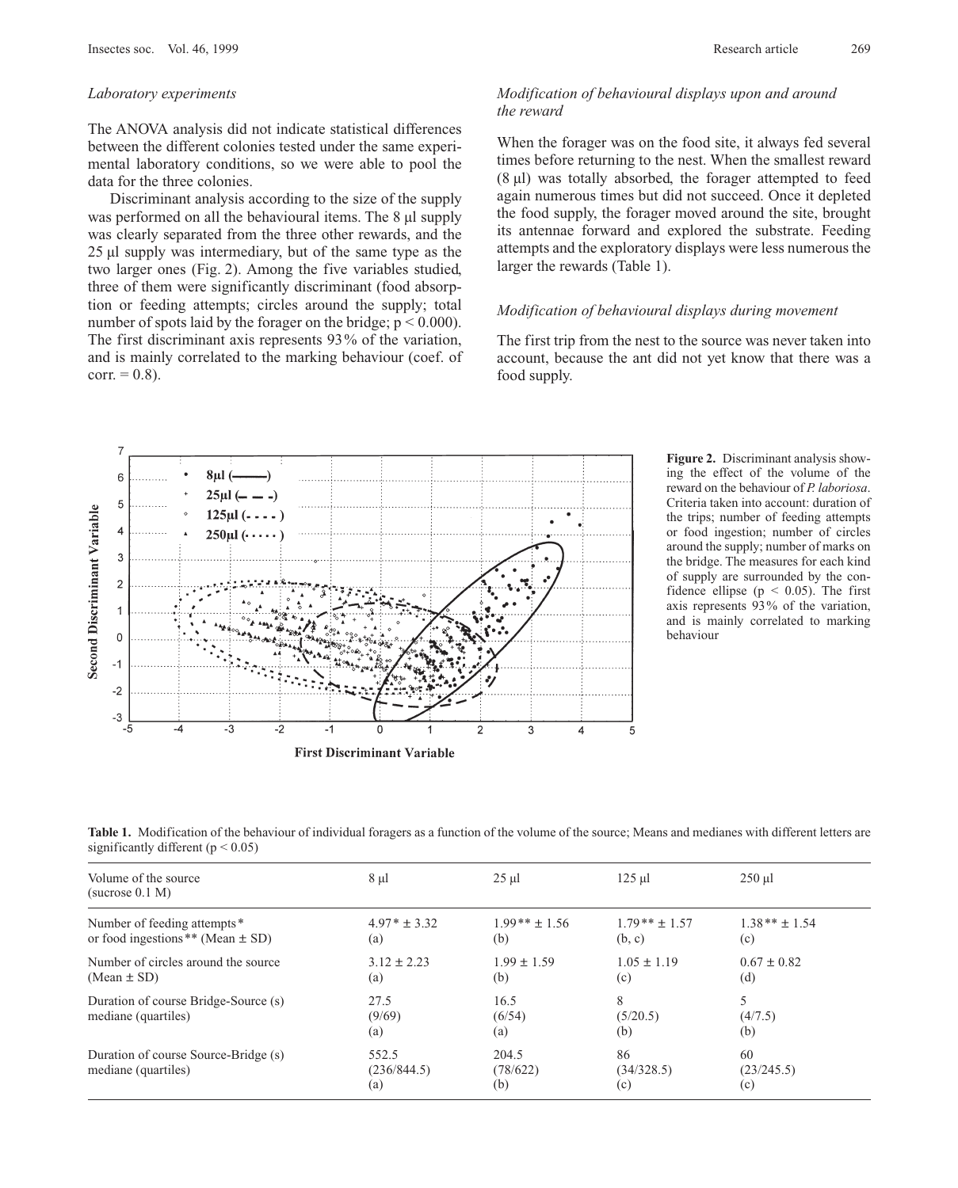### *Laboratory experiments*

The ANOVA analysis did not indicate statistical differences between the different colonies tested under the same experimental laboratory conditions, so we were able to pool the data for the three colonies.

Discriminant analysis according to the size of the supply was performed on all the behavioural items. The 8 µl supply was clearly separated from the three other rewards, and the 25 µl supply was intermediary, but of the same type as the two larger ones (Fig. 2). Among the five variables studied, three of them were significantly discriminant (food absorption or feeding attempts; circles around the supply; total number of spots laid by the forager on the bridge; $p < 0.000$). The first discriminant axis represents 93% of the variation, and is mainly correlated to the marking behaviour (coef. of corr. = 0.8).

### *Modification of behavioural displays upon and around the reward*

When the forager was on the food site, it always fed several times before returning to the nest. When the smallest reward (8 µl) was totally absorbed, the forager attempted to feed again numerous times but did not succeed. Once it depleted the food supply, the forager moved around the site, brought its antennae forward and explored the substrate. Feeding attempts and the exploratory displays were less numerous the larger the rewards (Table 1).

### *Modification of behavioural displays during movement*

The first trip from the nest to the source was never taken into account, because the ant did not yet know that there was a food supply.

**Figure 2.** Discriminant analysis showing the effect of the volume of the reward on the behaviour of *P. laboriosa*. Criteria taken into account: duration of the trips; number of feeding attempts or food ingestion; number of circles around the supply; number of marks on the bridge. The measures for each kind of supply are surrounded by the confidence ellipse ($p < 0.05$). The first axis represents 93% of the variation, and is mainly correlated to marking behaviour

**Table 1.** Modification of the behaviour of individual foragers as a function of the volume of the source; Means and medianes with different letters are significantly different ($p < 0.05$)

| Volume of the source (sucrose 0.1 M) | 8 µl | 25 µl | 125 µl | 250 µl |
|---|---|---|---|---|
| Number of feeding attempts* or food ingestions** (Mean ± SD) | 4.97* ± 3.32 (a) | 1.99** ± 1.56 (b) | 1.79** ± 1.57 (b, c) | 1.38** ± 1.54 (c) |
| Number of circles around the source (Mean ± SD) | 3.12 ± 2.23 (a) | 1.99 ± 1.59 (b) | 1.05 ± 1.19 (c) | 0.67 ± 0.82 (d) |
| Duration of course Bridge-Source (s) mediane (quartiles) | 27.5 (9/69) (a) | 16.5 (6/54) (a) | 8 (5/20.5) (b) | 5 (4/7.5) (b) |
| Duration of course Source-Bridge (s) mediane (quartiles) | 552.5 (236/844.5) (a) | 204.5 (78/622) (b) | 86 (34/328.5) (c) | 60 (23/245.5) (c) |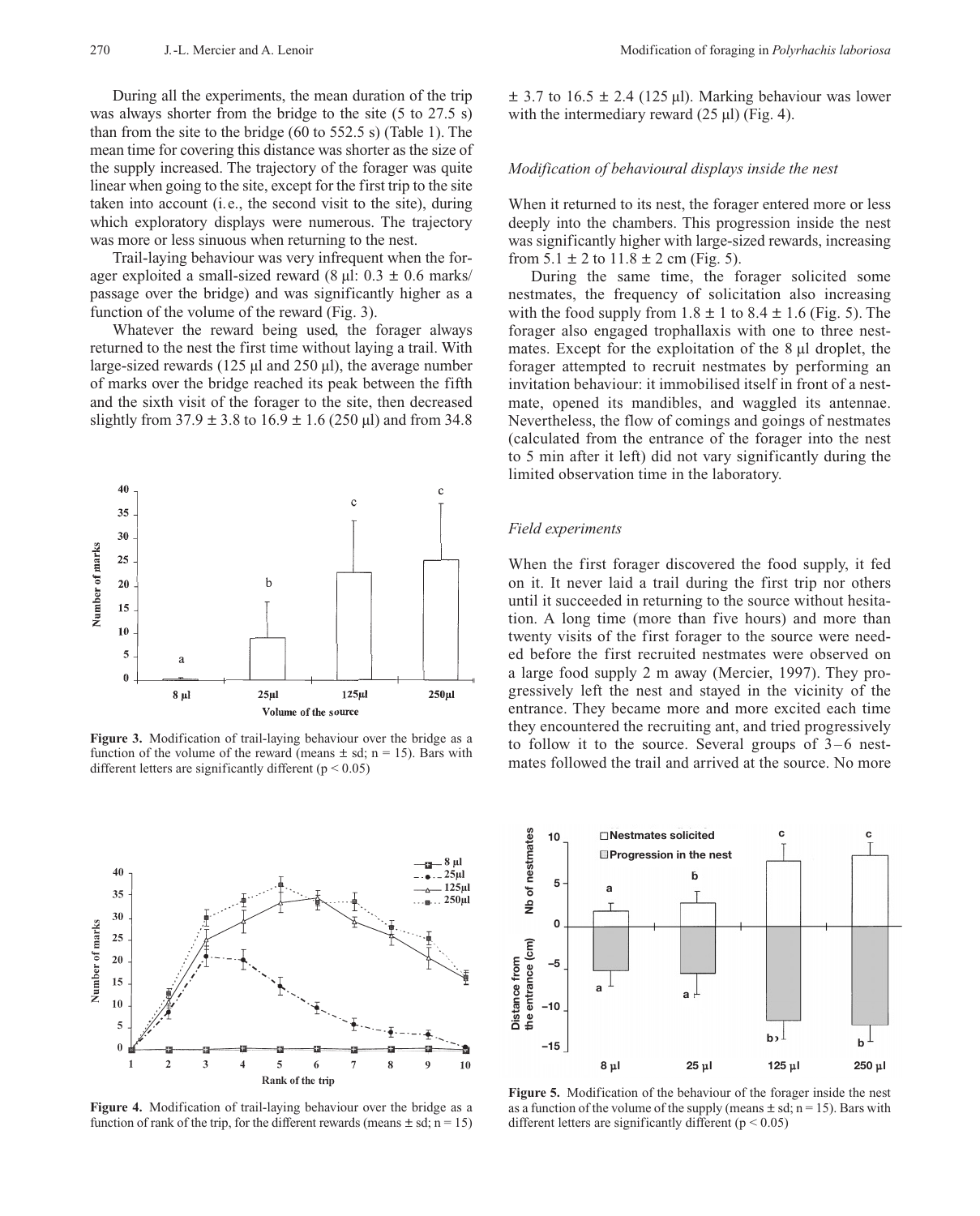During all the experiments, the mean duration of the trip was always shorter from the bridge to the site (5 to 27.5 s) than from the site to the bridge (60 to 552.5 s) (Table 1). The mean time for covering this distance was shorter as the size of the supply increased. The trajectory of the forager was quite linear when going to the site, except for the first trip to the site taken into account (i.e., the second visit to the site), during which exploratory displays were numerous. The trajectory was more or less sinuous when returning to the nest.

Trail-laying behaviour was very infrequent when the forager exploited a small-sized reward (8 µl: 0.3 ± 0.6 marks/passage over the bridge) and was significantly higher as a function of the volume of the reward (Fig. 3).

Whatever the reward being used, the forager always returned to the nest the first time without laying a trail. With large-sized rewards (125 µl and 250 µl), the average number of marks over the bridge reached its peak between the fifth and the sixth visit of the forager to the site, then decreased slightly from 37.9 ± 3.8 to 16.9 ± 1.6 (250 µl) and from 34.8 ± 3.7 to 16.5 ± 2.4 (125 µl). Marking behaviour was lower with the intermediary reward (25 µl) (Fig. 4).

**Figure 3.** Modification of trail-laying behaviour over the bridge as a function of the volume of the reward (means ± sd; n = 15). Bars with different letters are significantly different ($p < 0.05$)

**Figure 4.** Modification of trail-laying behaviour over the bridge as a function of rank of the trip, for the different rewards (means ± sd; n = 15)

### *Modification of behavioural displays inside the nest*

When it returned to its nest, the forager entered more or less deeply into the chambers. This progression inside the nest was significantly higher with large-sized rewards, increasing from 5.1 ± 2 to 11.8 ± 2 cm (Fig. 5).

During the same time, the forager solicited some nestmates, the frequency of solicitation also increasing with the food supply from 1.8 ± 1 to 8.4 ± 1.6 (Fig. 5). The forager also engaged trophallaxis with one to three nestmates. Except for the exploitation of the 8 µl droplet, the forager attempted to recruit nestmates by performing an invitation behaviour: it immobilised itself in front of a nestmate, opened its mandibles, and waggled its antennae. Nevertheless, the flow of comings and goings of nestmates (calculated from the entrance of the forager into the nest to 5 min after it left) did not vary significantly during the limited observation time in the laboratory.

### *Field experiments*

When the first forager discovered the food supply, it fed on it. It never laid a trail during the first trip nor others until it succeeded in returning to the source without hesitation. A long time (more than five hours) and more than twenty visits of the first forager to the source were needed before the first recruited nestmates were observed on a large food supply 2 m away (Mercier, 1997). They progressively left the nest and stayed in the vicinity of the entrance. They became more and more excited each time they encountered the recruiting ant, and tried progressively to follow it to the source. Several groups of 3–6 nestmates followed the trail and arrived at the source. No more

**Figure 5.** Modification of the behaviour of the forager inside the nest as a function of the volume of the supply (means ± sd; n = 15). Bars with different letters are significantly different ($p < 0.05$)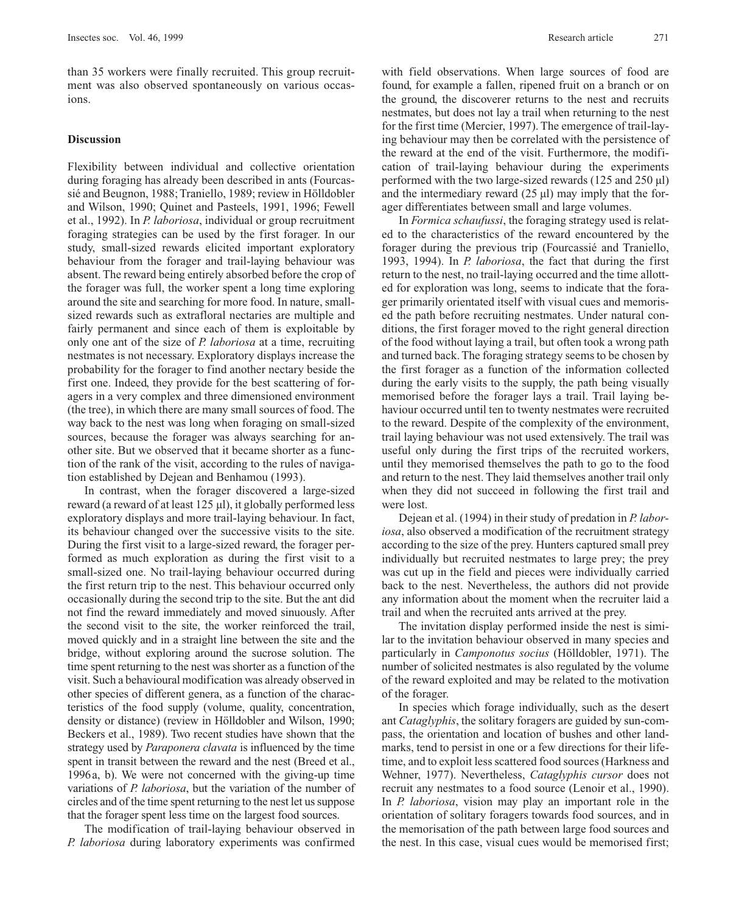than 35 workers were finally recruited. This group recruitment was also observed spontaneously on various occasions.

## Discussion

Flexibility between individual and collective orientation during foraging has already been described in ants (Fourcassié and Beugnon, 1988; Traniello, 1989; review in Hölldobler and Wilson, 1990; Quinet and Pasteels, 1991, 1996; Fewell et al., 1992). In *P. laboriosa*, individual or group recruitment foraging strategies can be used by the first forager. In our study, small-sized rewards elicited important exploratory behaviour from the forager and trail-laying behaviour was absent. The reward being entirely absorbed before the crop of the forager was full, the worker spent a long time exploring around the site and searching for more food. In nature, small-sized rewards such as extrafloral nectaries are multiple and fairly permanent and since each of them is exploitable by only one ant of the size of *P. laboriosa* at a time, recruiting nestmates is not necessary. Exploratory displays increase the probability for the forager to find another nectary beside the first one. Indeed, they provide for the best scattering of foragers in a very complex and three dimensioned environment (the tree), in which there are many small sources of food. The way back to the nest was long when foraging on small-sized sources, because the forager was always searching for another site. But we observed that it became shorter as a function of the rank of the visit, according to the rules of navigation established by Dejean and Benhamou (1993).

In contrast, when the forager discovered a large-sized reward (a reward of at least 125 μl), it globally performed less exploratory displays and more trail-laying behaviour. In fact, its behaviour changed over the successive visits to the site. During the first visit to a large-sized reward, the forager performed as much exploration as during the first visit to a small-sized one. No trail-laying behaviour occurred during the first return trip to the nest. This behaviour occurred only occasionally during the second trip to the site. But the ant did not find the reward immediately and moved sinuously. After the second visit to the site, the worker reinforced the trail, moved quickly and in a straight line between the site and the bridge, without exploring around the sucrose solution. The time spent returning to the nest was shorter as a function of the visit. Such a behavioural modification was already observed in other species of different genera, as a function of the characteristics of the food supply (volume, quality, concentration, density or distance) (review in Hölldobler and Wilson, 1990; Beckers et al., 1989). Two recent studies have shown that the strategy used by *Paraponera clavata* is influenced by the time spent in transit between the reward and the nest (Breed et al., 1996 a, b). We were not concerned with the giving-up time variations of *P. laboriosa*, but the variation of the number of circles and of the time spent returning to the nest let us suppose that the forager spent less time on the largest food sources.

The modification of trail-laying behaviour observed in *P. laboriosa* during laboratory experiments was confirmed with field observations. When large sources of food are found, for example a fallen, ripened fruit on a branch or on the ground, the discoverer returns to the nest and recruits nestmates, but does not lay a trail when returning to the nest for the first time (Mercier, 1997). The emergence of trail-laying behaviour may then be correlated with the persistence of the reward at the end of the visit. Furthermore, the modification of trail-laying behaviour during the experiments performed with the two large-sized rewards (125 and 250 μl) and the intermediary reward (25 μl) may imply that the forager differentiates between small and large volumes.

In *Formica schaufussi*, the foraging strategy used is related to the characteristics of the reward encountered by the forager during the previous trip (Fourcassié and Traniello, 1993, 1994). In *P. laboriosa*, the fact that during the first return to the nest, no trail-laying occurred and the time allotted for exploration was long, seems to indicate that the forager primarily orientated itself with visual cues and memorised the path before recruiting nestmates. Under natural conditions, the first forager moved to the right general direction of the food without laying a trail, but often took a wrong path and turned back. The foraging strategy seems to be chosen by the first forager as a function of the information collected during the early visits to the supply, the path being visually memorised before the forager lays a trail. Trail laying behaviour occurred until ten to twenty nestmates were recruited to the reward. Despite of the complexity of the environment, trail laying behaviour was not used extensively. The trail was useful only during the first trips of the recruited workers, until they memorised themselves the path to go to the food and return to the nest. They laid themselves another trail only when they did not succeed in following the first trail and were lost.

Dejean et al. (1994) in their study of predation in *P. laboriosa*, also observed a modification of the recruitment strategy according to the size of the prey. Hunters captured small prey individually but recruited nestmates to large prey; the prey was cut up in the field and pieces were individually carried back to the nest. Nevertheless, the authors did not provide any information about the moment when the recruiter laid a trail and when the recruited ants arrived at the prey.

The invitation display performed inside the nest is similar to the invitation behaviour observed in many species and particularly in *Camponotus socius* (Hölldobler, 1971). The number of solicited nestmates is also regulated by the volume of the reward exploited and may be related to the motivation of the forager.

In species which forage individually, such as the desert ant *Cataglyphis*, the solitary foragers are guided by sun-compass, the orientation and location of bushes and other landmarks, tend to persist in one or a few directions for their lifetime, and to exploit less scattered food sources (Harkness and Wehner, 1977). Nevertheless, *Cataglyphis cursor* does not recruit any nestmates to a food source (Lenoir et al., 1990). In *P. laboriosa*, vision may play an important role in the orientation of solitary foragers towards food sources, and in the memorisation of the path between large food sources and the nest. In this case, visual cues would be memorised first;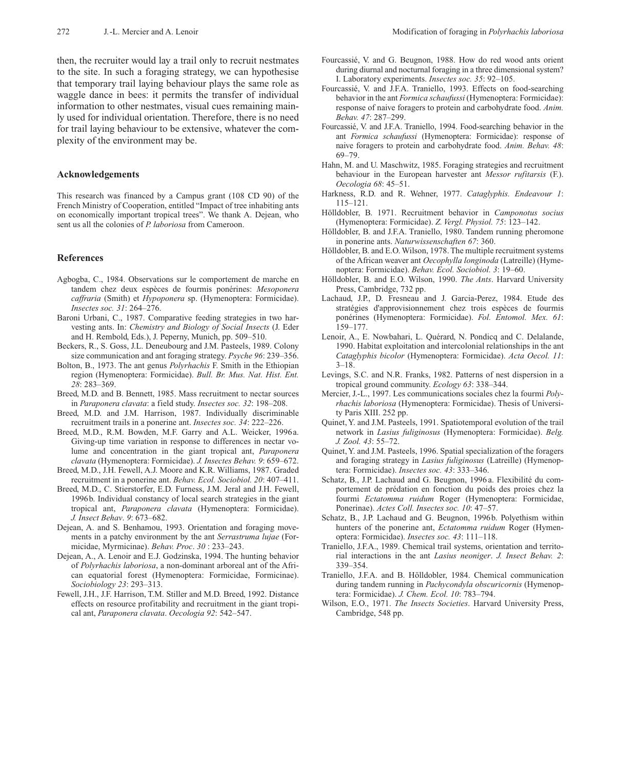then, the recruiter would lay a trail only to recruit nestmates to the site. In such a foraging strategy, we can hypothesise that temporary trail laying behaviour plays the same role as waggle dance in bees: it permits the transfer of individual information to other nestmates, visual cues remaining mainly used for individual orientation. Therefore, there is no need for trail laying behaviour to be extensive, whatever the complexity of the environment may be.

## Acknowledgements

This research was financed by a Campus grant (108 CD 90) of the French Ministry of Cooperation, entitled "Impact of tree inhabiting ants on economically important tropical trees". We thank A. Dejean, who sent us all the colonies of *P. laboriosa* from Cameroon.

## References

Agbogba, C., 1984. Observations sur le comportement de marche en tandem chez deux espèces de fourmis ponérines: *Mesoponera caffraria* (Smith) et *Hypoponera* sp. (Hymenoptera: Formicidae). *Insectes soc. 31*: 264–276.

Baroni Urbani, C., 1987. Comparative feeding strategies in two harvesting ants. In: *Chemistry and Biology of Social Insects* (J. Eder and H. Rembold, Eds.), J. Peperny, Munich, pp. 509–510.

Beckers, R., S. Goss, J.L. Deneubourg and J.M. Pasteels, 1989. Colony size communication and ant foraging strategy. *Psyche 96*: 239–356.

Bolton, B., 1973. The ant genus *Polyrhachis* F. Smith in the Ethiopian region (Hymenoptera: Formicidae). *Bull. Br. Mus. Nat. Hist. Ent. 28*: 283–369.

Breed, M.D. and B. Bennett, 1985. Mass recruitment to nectar sources in *Paraponera clavata*: a field study. *Insectes soc. 32*: 198–208.

Breed, M.D. and J.M. Harrison, 1987. Individually discriminable recruitment trails in a ponerine ant. *Insectes soc. 34*: 222–226.

Breed, M.D., R.M. Bowden, M.F. Garry and A.L. Weicker, 1996a. Giving-up time variation in response to differences in nectar volume and concentration in the giant tropical ant, *Paraponera clavata* (Hymenoptera: Formicidae). *J. Insectes Behav. 9*: 659–672.

Breed, M.D., J.H. Fewell, A.J. Moore and K.R. Williams, 1987. Graded recruitment in a ponerine ant. *Behav. Ecol. Sociobiol. 20*: 407–411.

Breed, M.D., C. Stierstorfer, E.D. Furness, J.M. Jeral and J.H. Fewell, 1996b. Individual constancy of local search strategies in the giant tropical ant, *Paraponera clavata* (Hymenoptera: Formicidae). *J. Insect Behav*. *9*: 673–682.

Dejean, A. and S. Benhamou, 1993. Orientation and foraging movements in a patchy environment by the ant *Serrastruma lujae* (Formicidae, Myrmicinae). *Behav. Proc*. *30* : 233–243.

Dejean, A., A. Lenoir and E.J. Godzinska, 1994. The hunting behavior of *Polyrhachis laboriosa*, a non-dominant arboreal ant of the African equatorial forest (Hymenoptera: Formicidae, Formicinae). *Sociobiology 23*: 293–313.

Fewell, J.H., J.F. Harrison, T.M. Stiller and M.D. Breed, 1992. Distance effects on resource profitability and recruitment in the giant tropical ant, *Paraponera clavata*. *Oecologia 92*: 542–547.

Fourcassié, V. and G. Beugnon, 1988. How do red wood ants orient during diurnal and nocturnal foraging in a three dimensional system? I. Laboratory experiments. *Insectes soc. 35*: 92–105.

Fourcassié, V. and J.F.A. Traniello, 1993. Effects on food-searching behavior in the ant *Formica schaufussi* (Hymenoptera: Formicidae): response of naive foragers to protein and carbohydrate food. *Anim. Behav. 47*: 287–299.

Fourcassié, V. and J.F.A. Traniello, 1994. Food-searching behavior in the ant *Formica schaufussi* (Hymenoptera: Formicidae): response of naive foragers to protein and carbohydrate food. *Anim. Behav. 48*: 69–79.

Hahn, M. and U. Maschwitz, 1985. Foraging strategies and recruitment behaviour in the European harvester ant *Messor rufitarsis* (F.). *Oecologia 68*: 45–51.

Harkness, R.D. and R. Wehner, 1977. *Cataglyphis. Endeavour 1*: 115–121.

Hölldobler, B. 1971. Recruitment behavior in *Camponotus socius* (Hymenoptera: Formicidae). *Z. Vergl. Physiol. 75*: 123–142.

Hölldobler, B. and J.F.A. Traniello, 1980. Tandem running pheromone in ponerine ants. *Naturwissenschaften 67*: 360.

Hölldobler, B. and E.O. Wilson, 1978. The multiple recruitment systems of the African weaver ant *Oecophylla longinoda* (Latreille) (Hymenoptera: Formicidae). *Behav. Ecol. Sociobiol. 3*: 19–60.

Hölldobler, B. and E.O. Wilson, 1990. *The Ants*. Harvard University Press, Cambridge, 732 pp.

Lachaud, J.P., D. Fresneau and J. Garcia-Perez, 1984. Etude des stratégies d'approvisionnement chez trois espèces de fourmis ponérines (Hymenoptera: Formicidae). *Fol. Entomol. Mex. 61*: 159–177.

Lenoir, A., E. Nowbahari, L. Quérard, N. Pondicq and C. Delalande, 1990. Habitat exploitation and intercolonial relationships in the ant *Cataglyphis bicolor* (Hymenoptera: Formicidae). *Acta Oecol. 11*: 3–18.

Levings, S.C. and N.R. Franks, 1982. Patterns of nest dispersion in a tropical ground community. *Ecology 63*: 338–344.

Mercier, J.-L., 1997. Les communications sociales chez la fourmi *Polyrhachis laboriosa* (Hymenoptera: Formicidae). Thesis of University Paris XIII. 252 pp.

Quinet, Y. and J.M. Pasteels, 1991. Spatiotemporal evolution of the trail network in *Lasius fuliginosus* (Hymenoptera: Formicidae). *Belg. J. Zool. 43*: 55–72.

Quinet, Y. and J.M. Pasteels, 1996. Spatial specialization of the foragers and foraging strategy in *Lasius fuliginosus* (Latreille) (Hymenoptera: Formicidae). *Insectes soc. 43*: 333–346.

Schatz, B., J.P. Lachaud and G. Beugnon, 1996 a. Flexibilité du comportement de prédation en fonction du poids des proies chez la fourmi *Ectatomma ruidum* Roger (Hymenoptera: Formicidae, Ponerinae). *Actes Coll. Insectes soc. 10*: 47–57.

Schatz, B., J.P. Lachaud and G. Beugnon, 1996b. Polyethism within hunters of the ponerine ant, *Ectatomma ruidum* Roger (Hymenoptera: Formicidae). *Insectes soc. 43*: 111–118.

Traniello, J.F.A., 1989. Chemical trail systems, orientation and territorial interactions in the ant *Lasius neoniger*. *J. Insect Behav. 2*: 339–354.

Traniello, J.F.A. and B. Hölldobler, 1984. Chemical communication during tandem running in *Pachycondyla obscuricornis* (Hymenoptera: Formicidae). *J. Chem. Ecol. 10*: 783–794.

Wilson, E.O., 1971. *The Insects Societies*. Harvard University Press, Cambridge, 548 pp.